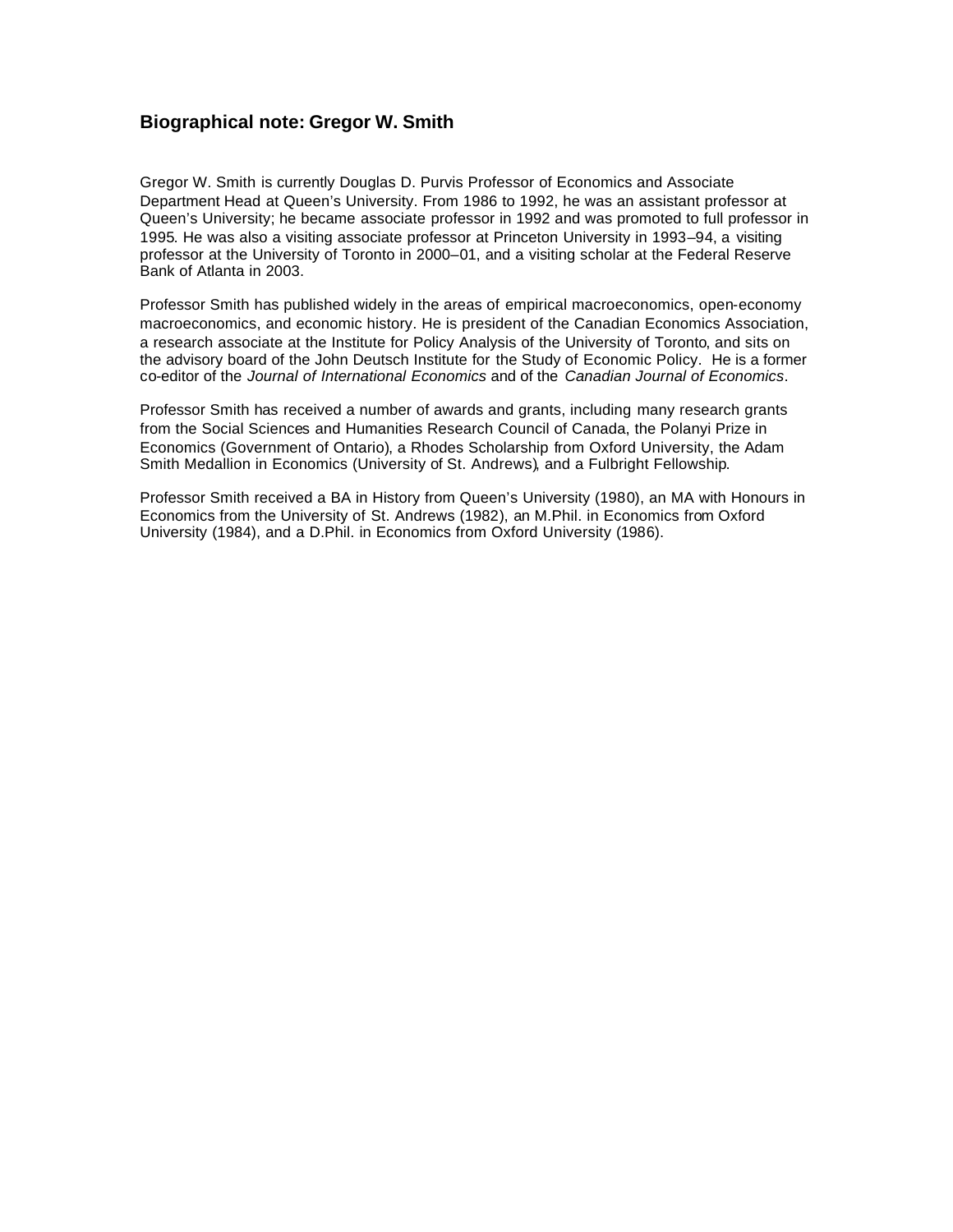## Biographical note: Gregor W. Smith

Gregor W. Smith is currently Douglas D. Purvis Professor of Economics and Associate Department Head at Queen's University. From 1986 to 1992, he was an assistant professor at Queen's University; he became associate professor in 1992 and was promoted to full professor in 1995. He was also a visiting associate professor at Princeton University in 1993–94, a visiting professor at the University of Toronto in 2000–01, and a visiting scholar at the Federal Reserve Bank of Atlanta in 2003.

Professor Smith has published widely in the areas of empirical macroeconomics, open-economy macroeconomics, and economic history. He is president of the Canadian Economics Association, a research associate at the Institute for Policy Analysis of the University of Toronto, and sits on the advisory board of the John Deutsch Institute for the Study of Economic Policy. He is a former co-editor of the *Journal of International Economics* and of the *Canadian Journal of Economics*.

Professor Smith has received a number of awards and grants, including many research grants from the Social Sciences and Humanities Research Council of Canada, the Polanyi Prize in Economics (Government of Ontario), a Rhodes Scholarship from Oxford University, the Adam Smith Medallion in Economics (University of St. Andrews), and a Fulbright Fellowship.

Professor Smith received a BA in History from Queen's University (1980), an MA with Honours in Economics from the University of St. Andrews (1982), an M.Phil. in Economics from Oxford University (1984), and a D.Phil. in Economics from Oxford University (1986).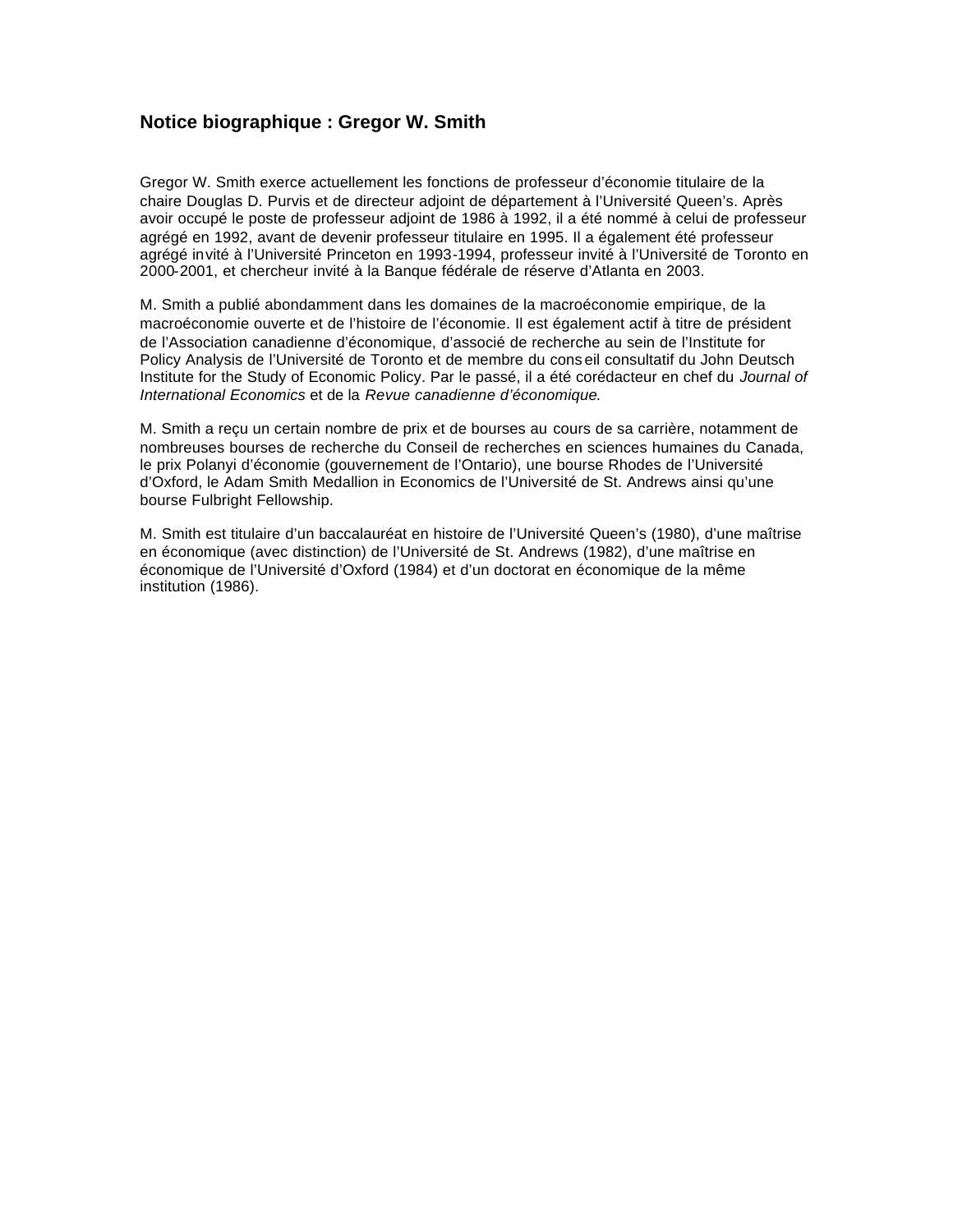# Notice biographique : Gregor W. Smith

Gregor W. Smith exerce actuellement les fonctions de professeur d'économie titulaire de la chaire Douglas D. Purvis et de directeur adjoint de département à l'Université Queen's. Après avoir occupé le poste de professeur adjoint de 1986 à 1992, il a été nommé à celui de professeur agrégé en 1992, avant de devenir professeur titulaire en 1995. Il a également été professeur agrégé invité à l'Université Princeton en 1993-1994, professeur invité à l'Université de Toronto en 2000-2001, et chercheur invité à la Banque fédérale de réserve d'Atlanta en 2003.

M. Smith a publié abondamment dans les domaines de la macroéconomie empirique, de la macroéconomie ouverte et de l'histoire de l'économie. Il est également actif à titre de président de l'Association canadienne d'économique, d'associé de recherche au sein de l'Institute for Policy Analysis de l'Université de Toronto et de membre du conseil consultatif du John Deutsch Institute for the Study of Economic Policy. Par le passé, il a été corédacteur en chef du *Journal of International Economics* et de la *Revue canadienne d'économique*.

M. Smith a reçu un certain nombre de prix et de bourses au cours de sa carrière, notamment de nombreuses bourses de recherche du Conseil de recherches en sciences humaines du Canada, le prix Polanyi d'économie (gouvernement de l'Ontario), une bourse Rhodes de l'Université d'Oxford, le Adam Smith Medallion in Economics de l'Université de St. Andrews ainsi qu'une bourse Fulbright Fellowship.

M. Smith est titulaire d'un baccalauréat en histoire de l'Université Queen's (1980), d'une maîtrise en économique (avec distinction) de l'Université de St. Andrews (1982), d'une maîtrise en économique de l'Université d'Oxford (1984) et d'un doctorat en économique de la même institution (1986).